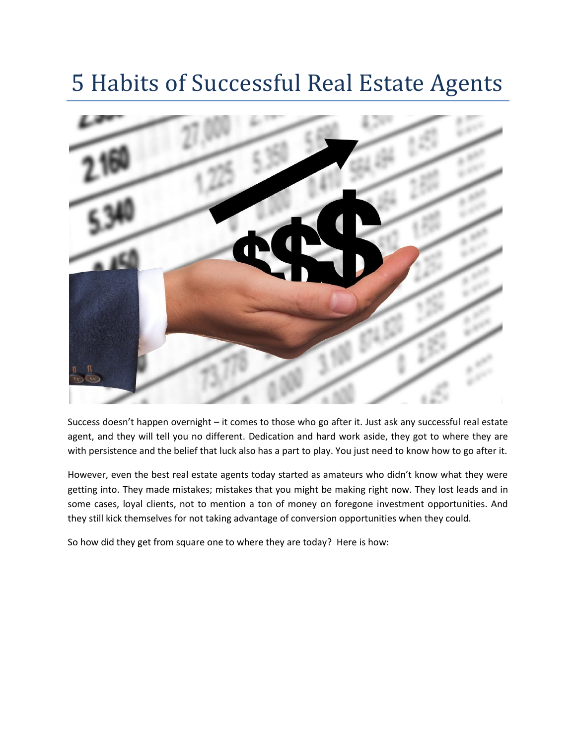# 5 Habits of Successful Real Estate Agents

Success doesn't happen overnight – it comes to those who go after it. Just ask any successful real estate agent, and they will tell you no different. Dedication and hard work aside, they got to where they are with persistence and the belief that luck also has a part to play. You just need to know how to go after it.

However, even the best real estate agents today started as amateurs who didn't know what they were getting into. They made mistakes; mistakes that you might be making right now. They lost leads and in some cases, loyal clients, not to mention a ton of money on foregone investment opportunities. And they still kick themselves for not taking advantage of conversion opportunities when they could.

So how did they get from square one to where they are today? Here is how: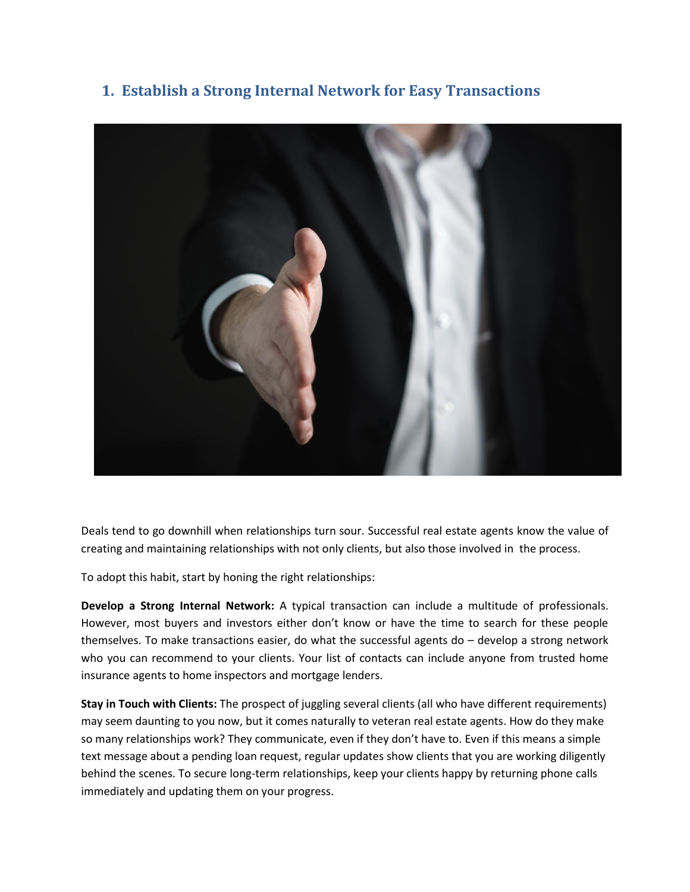## 1. Establish a Strong Internal Network for Easy Transactions

Deals tend to go downhill when relationships turn sour. Successful real estate agents know the value of creating and maintaining relationships with not only clients, but also those involved in the process.

To adopt this habit, start by honing the right relationships:

**Develop a Strong Internal Network:** A typical transaction can include a multitude of professionals. However, most buyers and investors either don't know or have the time to search for these people themselves. To make transactions easier, do what the successful agents do – develop a strong network who you can recommend to your clients. Your list of contacts can include anyone from trusted home insurance agents to home inspectors and mortgage lenders.

**Stay in Touch with Clients:** The prospect of juggling several clients (all who have different requirements) may seem daunting to you now, but it comes naturally to veteran real estate agents. How do they make so many relationships work? They communicate, even if they don't have to. Even if this means a simple text message about a pending loan request, regular updates show clients that you are working diligently behind the scenes. To secure long-term relationships, keep your clients happy by returning phone calls immediately and updating them on your progress.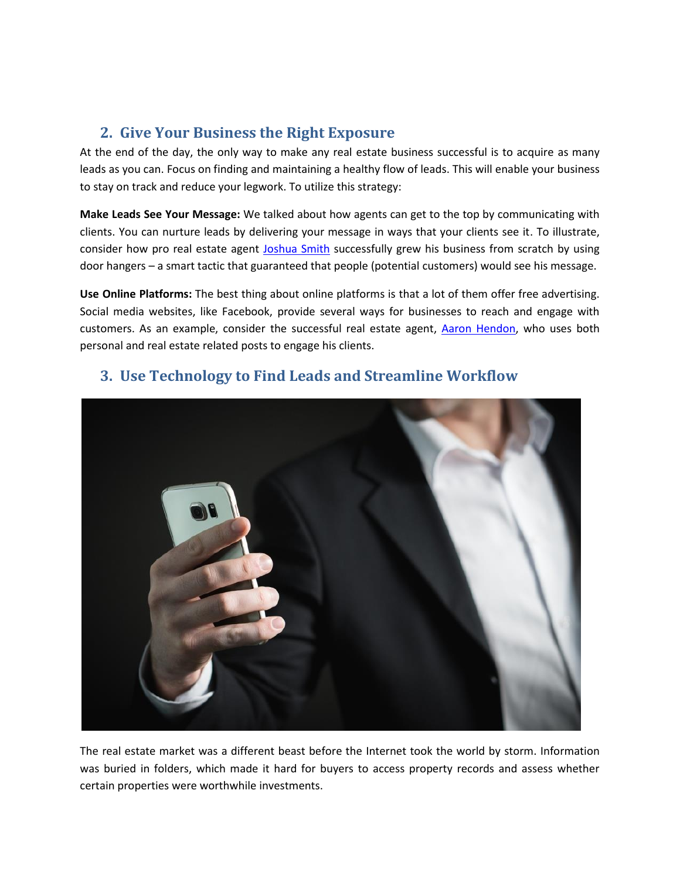## 2. Give Your Business the Right Exposure

At the end of the day, the only way to make any real estate business successful is to acquire as many leads as you can. Focus on finding and maintaining a healthy flow of leads. This will enable your business to stay on track and reduce your legwork. To utilize this strategy:

**Make Leads See Your Message:** We talked about how agents can get to the top by communicating with clients. You can nurture leads by delivering your message in ways that your clients see it. To illustrate, consider how pro real estate agent Joshua Smith successfully grew his business from scratch by using door hangers – a smart tactic that guaranteed that people (potential customers) would see his message.

**Use Online Platforms:** The best thing about online platforms is that a lot of them offer free advertising. Social media websites, like Facebook, provide several ways for businesses to reach and engage with customers. As an example, consider the successful real estate agent, Aaron Hendon, who uses both personal and real estate related posts to engage his clients.

## 3. Use Technology to Find Leads and Streamline Workflow

The real estate market was a different beast before the Internet took the world by storm. Information was buried in folders, which made it hard for buyers to access property records and assess whether certain properties were worthwhile investments.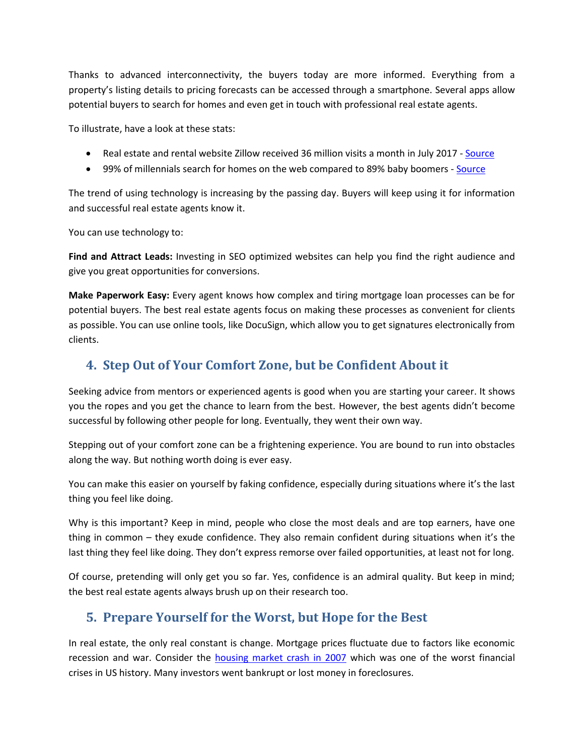Thanks to advanced interconnectivity, the buyers today are more informed. Everything from a property's listing details to pricing forecasts can be accessed through a smartphone. Several apps allow potential buyers to search for homes and even get in touch with professional real estate agents.

To illustrate, have a look at these stats:

- Real estate and rental website Zillow received 36 million visits a month in July 2017 - Source
- 99% of millennials search for homes on the web compared to 89% baby boomers - Source

The trend of using technology is increasing by the passing day. Buyers will keep using it for information and successful real estate agents know it.

You can use technology to:

**Find and Attract Leads:** Investing in SEO optimized websites can help you find the right audience and give you great opportunities for conversions.

**Make Paperwork Easy:** Every agent knows how complex and tiring mortgage loan processes can be for potential buyers. The best real estate agents focus on making these processes as convenient for clients as possible. You can use online tools, like DocuSign, which allow you to get signatures electronically from clients.

## 4. Step Out of Your Comfort Zone, but be Confident About it

Seeking advice from mentors or experienced agents is good when you are starting your career. It shows you the ropes and you get the chance to learn from the best. However, the best agents didn't become successful by following other people for long. Eventually, they went their own way.

Stepping out of your comfort zone can be a frightening experience. You are bound to run into obstacles along the way. But nothing worth doing is ever easy.

You can make this easier on yourself by faking confidence, especially during situations where it's the last thing you feel like doing.

Why is this important? Keep in mind, people who close the most deals and are top earners, have one thing in common – they exude confidence. They also remain confident during situations when it's the last thing they feel like doing. They don't express remorse over failed opportunities, at least not for long.

Of course, pretending will only get you so far. Yes, confidence is an admiral quality. But keep in mind; the best real estate agents always brush up on their research too.

## 5. Prepare Yourself for the Worst, but Hope for the Best

In real estate, the only real constant is change. Mortgage prices fluctuate due to factors like economic recession and war. Consider the housing market crash in 2007 which was one of the worst financial crises in US history. Many investors went bankrupt or lost money in foreclosures.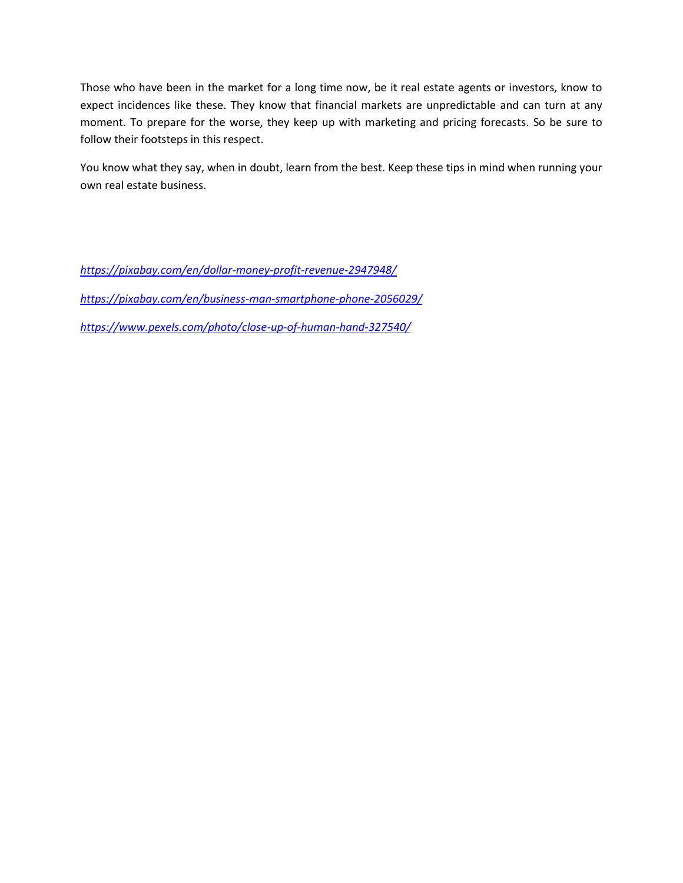Those who have been in the market for a long time now, be it real estate agents or investors, know to expect incidences like these. They know that financial markets are unpredictable and can turn at any moment. To prepare for the worse, they keep up with marketing and pricing forecasts. So be sure to follow their footsteps in this respect.

You know what they say, when in doubt, learn from the best. Keep these tips in mind when running your own real estate business.

*https://pixabay.com/en/dollar-money-profit-revenue-2947948/*

*https://pixabay.com/en/business-man-smartphone-phone-2056029/*

*https://www.pexels.com/photo/close-up-of-human-hand-327540/*